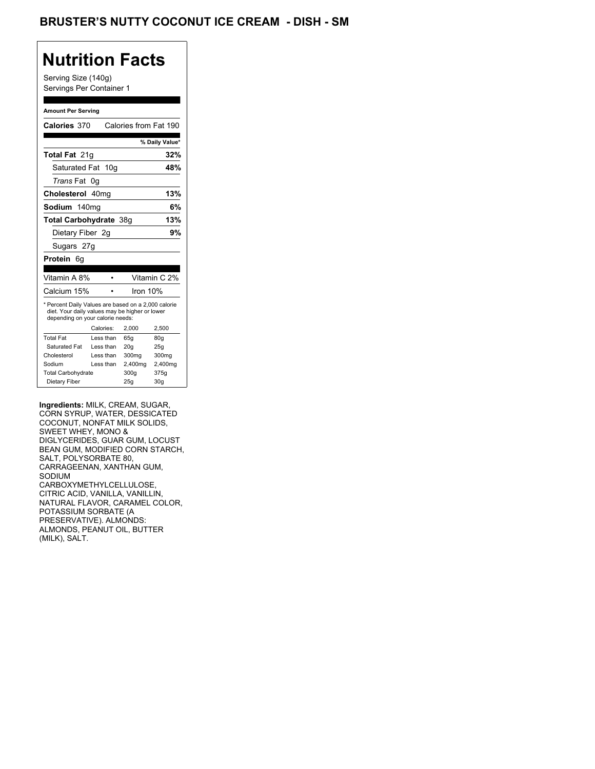# BRUSTER'S NUTTY COCONUT ICE CREAM - DISH - SM

## Nutrition Facts

Serving Size (140g)
Servings Per Container 1

**Amount Per Serving**

| | |
|---|---|
| **Calories** 370 | Calories from Fat 190 |
| | **% Daily Value*** |
| **Total Fat** 21g | **32%** |
| Saturated Fat 10g | **48%** |
| *Trans* Fat 0g | |
| **Cholesterol** 40mg | **13%** |
| **Sodium** 140mg | **6%** |
| **Total Carbohydrate** 38g | **13%** |
| Dietary Fiber 2g | **9%** |
| Sugars 27g | |
| **Protein** 6g | |

| | | |
|---|---|---|
| Vitamin A 8% | • | Vitamin C 2% |
| Calcium 15% | • | Iron 10% |

* Percent Daily Values are based on a 2,000 calorie diet. Your daily values may be higher or lower depending on your calorie needs:

| | Calories: | 2,000 | 2,500 |
|---|---|---|---|
| Total Fat | Less than | 65g | 80g |
| Saturated Fat | Less than | 20g | 25g |
| Cholesterol | Less than | 300mg | 300mg |
| Sodium | Less than | 2,400mg | 2,400mg |
| Total Carbohydrate | | 300g | 375g |
| Dietary Fiber | | 25g | 30g |

**Ingredients:** MILK, CREAM, SUGAR, CORN SYRUP, WATER, DESSICATED COCONUT, NONFAT MILK SOLIDS, SWEET WHEY, MONO & DIGLYCERIDES, GUAR GUM, LOCUST BEAN GUM, MODIFIED CORN STARCH, SALT, POLYSORBATE 80, CARRAGEENAN, XANTHAN GUM, SODIUM CARBOXYMETHYLCELLULOSE, CITRIC ACID, VANILLA, VANILLIN, NATURAL FLAVOR, CARAMEL COLOR, POTASSIUM SORBATE (A PRESERVATIVE). ALMONDS: ALMONDS, PEANUT OIL, BUTTER (MILK), SALT.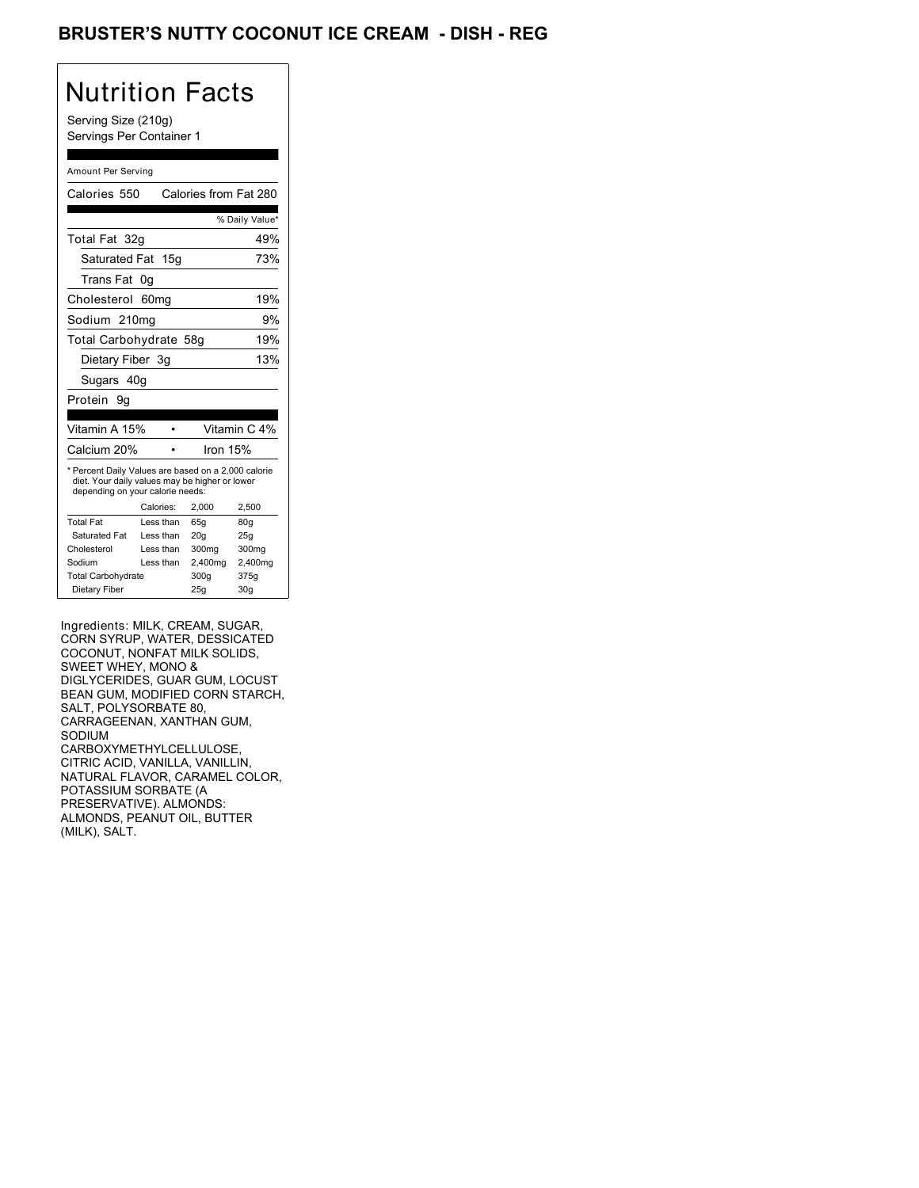# BRUSTER'S NUTTY COCONUT ICE CREAM - DISH - REG

## Nutrition Facts

Serving Size (210g)
Servings Per Container 1

Amount Per Serving

| | |
|---|---|
| Calories 550 | Calories from Fat 280 |
| | % Daily Value* |
| Total Fat 32g | 49% |
| Saturated Fat 15g | 73% |
| Trans Fat 0g | |
| Cholesterol 60mg | 19% |
| Sodium 210mg | 9% |
| Total Carbohydrate 58g | 19% |
| Dietary Fiber 3g | 13% |
| Sugars 40g | |
| Protein 9g | |

| | |
|---|---|
| Vitamin A 15% | Vitamin C 4% |
| Calcium 20% | Iron 15% |

* Percent Daily Values are based on a 2,000 calorie diet. Your daily values may be higher or lower depending on your calorie needs:

| | Calories: | 2,000 | 2,500 |
|---|---|---|---|
| Total Fat | Less than | 65g | 80g |
| Saturated Fat | Less than | 20g | 25g |
| Cholesterol | Less than | 300mg | 300mg |
| Sodium | Less than | 2,400mg | 2,400mg |
| Total Carbohydrate | | 300g | 375g |
| Dietary Fiber | | 25g | 30g |

Ingredients: MILK, CREAM, SUGAR, CORN SYRUP, WATER, DESSICATED COCONUT, NONFAT MILK SOLIDS, SWEET WHEY, MONO & DIGLYCERIDES, GUAR GUM, LOCUST BEAN GUM, MODIFIED CORN STARCH, SALT, POLYSORBATE 80, CARRAGEENAN, XANTHAN GUM, SODIUM CARBOXYMETHYLCELLULOSE, CITRIC ACID, VANILLA, VANILLIN, NATURAL FLAVOR, CARAMEL COLOR, POTASSIUM SORBATE (A PRESERVATIVE). ALMONDS: ALMONDS, PEANUT OIL, BUTTER (MILK), SALT.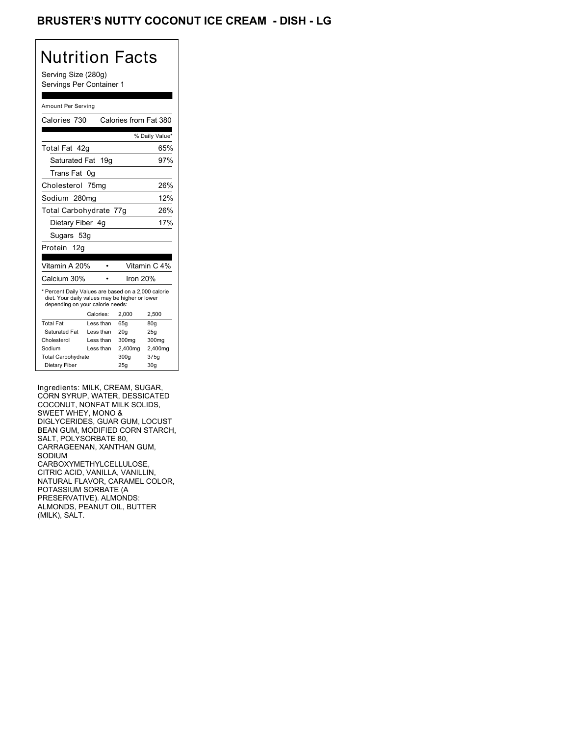# BRUSTER'S NUTTY COCONUT ICE CREAM - DISH - LG

## Nutrition Facts

Serving Size (280g)
Servings Per Container 1

Amount Per Serving

Calories 730 Calories from Fat 380

| | % Daily Value* |
|---|---|
| Total Fat 42g | 65% |
| Saturated Fat 19g | 97% |
| Trans Fat 0g | |
| Cholesterol 75mg | 26% |
| Sodium 280mg | 12% |
| Total Carbohydrate 77g | 26% |
| Dietary Fiber 4g | 17% |
| Sugars 53g | |
| Protein 12g | |

| | |
|---|---|
| Vitamin A 20% | Vitamin C 4% |
| Calcium 30% | Iron 20% |

* Percent Daily Values are based on a 2,000 calorie diet. Your daily values may be higher or lower depending on your calorie needs:

| | Calories: | 2,000 | 2,500 |
|---|---|---|---|
| Total Fat | Less than | 65g | 80g |
| Saturated Fat | Less than | 20g | 25g |
| Cholesterol | Less than | 300mg | 300mg |
| Sodium | Less than | 2,400mg | 2,400mg |
| Total Carbohydrate | | 300g | 375g |
| Dietary Fiber | | 25g | 30g |

Ingredients: MILK, CREAM, SUGAR, CORN SYRUP, WATER, DESSICATED COCONUT, NONFAT MILK SOLIDS, SWEET WHEY, MONO & DIGLYCERIDES, GUAR GUM, LOCUST BEAN GUM, MODIFIED CORN STARCH, SALT, POLYSORBATE 80, CARRAGEENAN, XANTHAN GUM, SODIUM CARBOXYMETHYLCELLULOSE, CITRIC ACID, VANILLA, VANILLIN, NATURAL FLAVOR, CARAMEL COLOR, POTASSIUM SORBATE (A PRESERVATIVE). ALMONDS: ALMONDS, PEANUT OIL, BUTTER (MILK), SALT.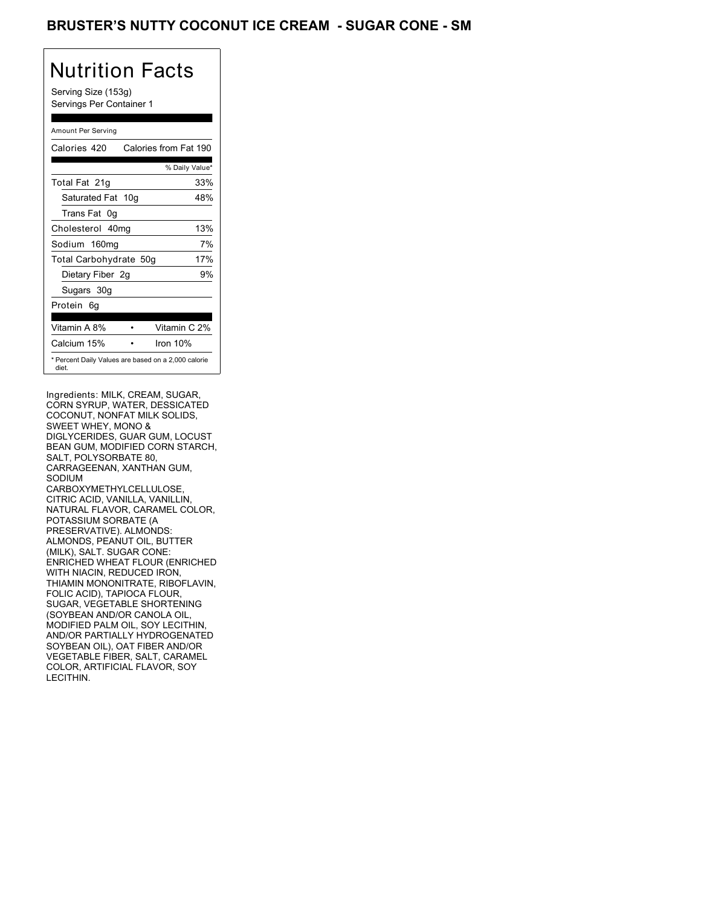# BRUSTER'S NUTTY COCONUT ICE CREAM - SUGAR CONE - SM

## Nutrition Facts

Serving Size (153g)
Servings Per Container 1

Amount Per Serving

| | |
|---|---|
| Calories 420 | Calories from Fat 190 |
| | % Daily Value* |
| Total Fat 21g | 33% |
| Saturated Fat 10g | 48% |
| Trans Fat 0g | |
| Cholesterol 40mg | 13% |
| Sodium 160mg | 7% |
| Total Carbohydrate 50g | 17% |
| Dietary Fiber 2g | 9% |
| Sugars 30g | |
| Protein 6g | |
| Vitamin A 8% | Vitamin C 2% |
| Calcium 15% | Iron 10% |

* Percent Daily Values are based on a 2,000 calorie diet.

Ingredients: MILK, CREAM, SUGAR, CORN SYRUP, WATER, DESSICATED COCONUT, NONFAT MILK SOLIDS, SWEET WHEY, MONO & DIGLYCERIDES, GUAR GUM, LOCUST BEAN GUM, MODIFIED CORN STARCH, SALT, POLYSORBATE 80, CARRAGEENAN, XANTHAN GUM, SODIUM CARBOXYMETHYLCELLULOSE, CITRIC ACID, VANILLA, VANILLIN, NATURAL FLAVOR, CARAMEL COLOR, POTASSIUM SORBATE (A PRESERVATIVE). ALMONDS: ALMONDS, PEANUT OIL, BUTTER (MILK), SALT. SUGAR CONE: ENRICHED WHEAT FLOUR (ENRICHED WITH NIACIN, REDUCED IRON, THIAMIN MONONITRATE, RIBOFLAVIN, FOLIC ACID), TAPIOCA FLOUR, SUGAR, VEGETABLE SHORTENING (SOYBEAN AND/OR CANOLA OIL, MODIFIED PALM OIL, SOY LECITHIN, AND/OR PARTIALLY HYDROGENATED SOYBEAN OIL), OAT FIBER AND/OR VEGETABLE FIBER, SALT, CARAMEL COLOR, ARTIFICIAL FLAVOR, SOY LECITHIN.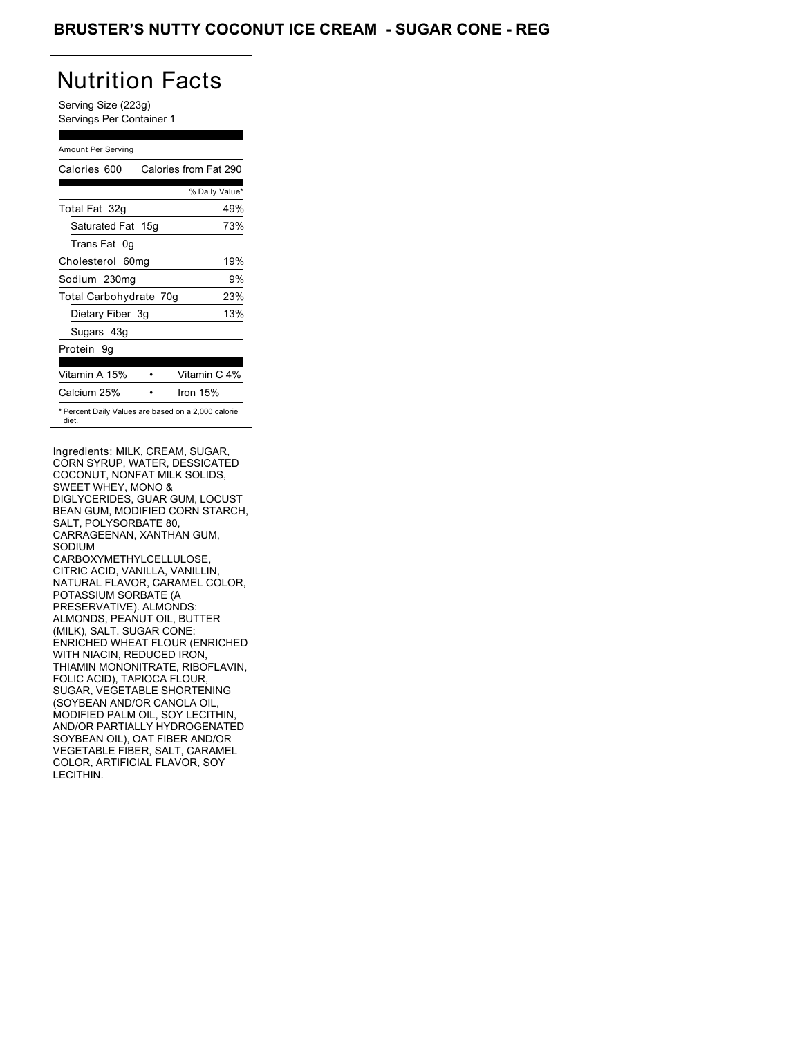# BRUSTER'S NUTTY COCONUT ICE CREAM - SUGAR CONE - REG

## Nutrition Facts

Serving Size (223g)
Servings Per Container 1

Amount Per Serving

| | |
|---|---|
| Calories 600 | Calories from Fat 290 |
| | % Daily Value* |
| Total Fat 32g | 49% |
| Saturated Fat 15g | 73% |
| Trans Fat 0g | |
| Cholesterol 60mg | 19% |
| Sodium 230mg | 9% |
| Total Carbohydrate 70g | 23% |
| Dietary Fiber 3g | 13% |
| Sugars 43g | |
| Protein 9g | |
| Vitamin A 15% | Vitamin C 4% |
| Calcium 25% | Iron 15% |

* Percent Daily Values are based on a 2,000 calorie diet.

Ingredients: MILK, CREAM, SUGAR, CORN SYRUP, WATER, DESSICATED COCONUT, NONFAT MILK SOLIDS, SWEET WHEY, MONO & DIGLYCERIDES, GUAR GUM, LOCUST BEAN GUM, MODIFIED CORN STARCH, SALT, POLYSORBATE 80, CARRAGEENAN, XANTHAN GUM, SODIUM CARBOXYMETHYLCELLULOSE, CITRIC ACID, VANILLA, VANILLIN, NATURAL FLAVOR, CARAMEL COLOR, POTASSIUM SORBATE (A PRESERVATIVE). ALMONDS: ALMONDS, PEANUT OIL, BUTTER (MILK), SALT. SUGAR CONE: ENRICHED WHEAT FLOUR (ENRICHED WITH NIACIN, REDUCED IRON, THIAMIN MONONITRATE, RIBOFLAVIN, FOLIC ACID), TAPIOCA FLOUR, SUGAR, VEGETABLE SHORTENING (SOYBEAN AND/OR CANOLA OIL, MODIFIED PALM OIL, SOY LECITHIN, AND/OR PARTIALLY HYDROGENATED SOYBEAN OIL), OAT FIBER AND/OR VEGETABLE FIBER, SALT, CARAMEL COLOR, ARTIFICIAL FLAVOR, SOY LECITHIN.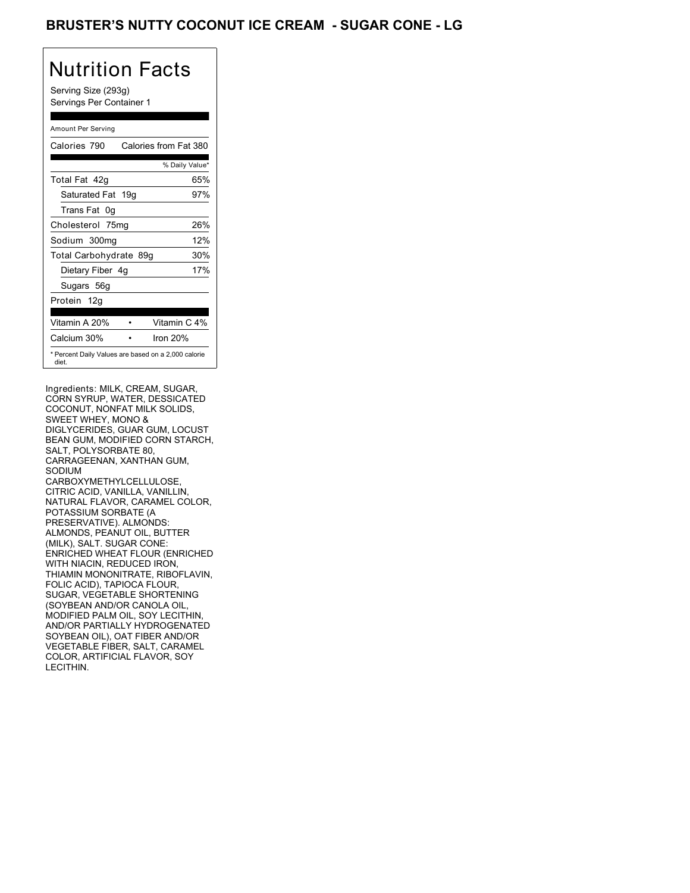# BRUSTER'S NUTTY COCONUT ICE CREAM - SUGAR CONE - LG

## Nutrition Facts

Serving Size (293g)
Servings Per Container 1

| Amount Per Serving | |
|---|---|
| Calories 790 | Calories from Fat 380 |
| | % Daily Value* |
| Total Fat 42g | 65% |
| Saturated Fat 19g | 97% |
| Trans Fat 0g | |
| Cholesterol 75mg | 26% |
| Sodium 300mg | 12% |
| Total Carbohydrate 89g | 30% |
| Dietary Fiber 4g | 17% |
| Sugars 56g | |
| Protein 12g | |
| Vitamin A 20% | Vitamin C 4% |
| Calcium 30% | Iron 20% |

* Percent Daily Values are based on a 2,000 calorie diet.

Ingredients: MILK, CREAM, SUGAR, CORN SYRUP, WATER, DESSICATED COCONUT, NONFAT MILK SOLIDS, SWEET WHEY, MONO & DIGLYCERIDES, GUAR GUM, LOCUST BEAN GUM, MODIFIED CORN STARCH, SALT, POLYSORBATE 80, CARRAGEENAN, XANTHAN GUM, SODIUM CARBOXYMETHYLCELLULOSE, CITRIC ACID, VANILLA, VANILLIN, NATURAL FLAVOR, CARAMEL COLOR, POTASSIUM SORBATE (A PRESERVATIVE). ALMONDS: ALMONDS, PEANUT OIL, BUTTER (MILK), SALT. SUGAR CONE: ENRICHED WHEAT FLOUR (ENRICHED WITH NIACIN, REDUCED IRON, THIAMIN MONONITRATE, RIBOFLAVIN, FOLIC ACID), TAPIOCA FLOUR, SUGAR, VEGETABLE SHORTENING (SOYBEAN AND/OR CANOLA OIL, MODIFIED PALM OIL, SOY LECITHIN, AND/OR PARTIALLY HYDROGENATED SOYBEAN OIL), OAT FIBER AND/OR VEGETABLE FIBER, SALT, CARAMEL COLOR, ARTIFICIAL FLAVOR, SOY LECITHIN.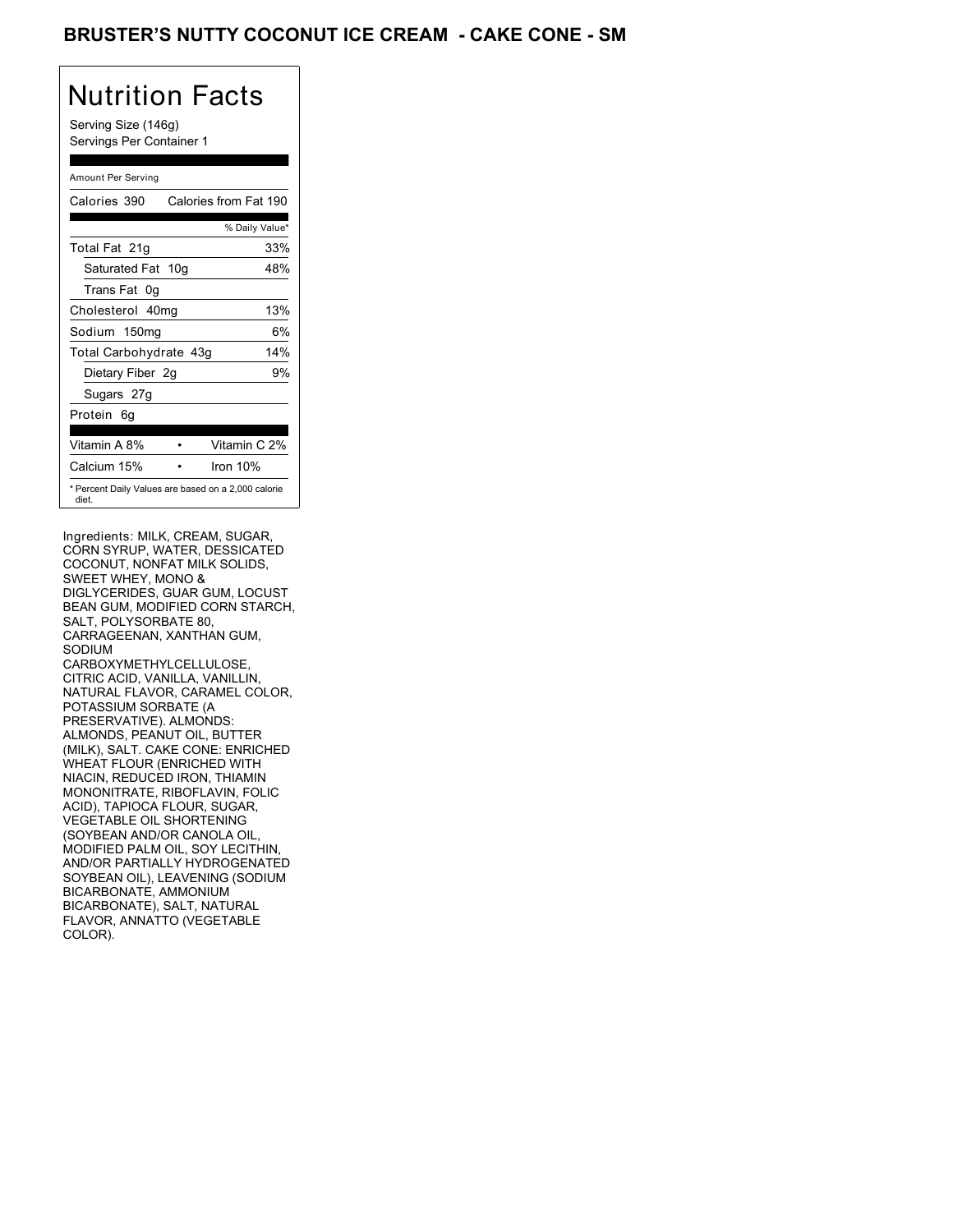## BRUSTER'S NUTTY COCONUT ICE CREAM - CAKE CONE - SM

# Nutrition Facts

Serving Size (146g)
Servings Per Container 1

Amount Per Serving

| | |
|---|---|
| Calories 390 | Calories from Fat 190 |
| | % Daily Value* |
| Total Fat 21g | 33% |
| Saturated Fat 10g | 48% |
| Trans Fat 0g | |
| Cholesterol 40mg | 13% |
| Sodium 150mg | 6% |
| Total Carbohydrate 43g | 14% |
| Dietary Fiber 2g | 9% |
| Sugars 27g | |
| Protein 6g | |
| Vitamin A 8% | Vitamin C 2% |
| Calcium 15% | Iron 10% |

* Percent Daily Values are based on a 2,000 calorie diet.

Ingredients: MILK, CREAM, SUGAR, CORN SYRUP, WATER, DESSICATED COCONUT, NONFAT MILK SOLIDS, SWEET WHEY, MONO & DIGLYCERIDES, GUAR GUM, LOCUST BEAN GUM, MODIFIED CORN STARCH, SALT, POLYSORBATE 80, CARRAGEENAN, XANTHAN GUM, SODIUM CARBOXYMETHYLCELLULOSE, CITRIC ACID, VANILLA, VANILLIN, NATURAL FLAVOR, CARAMEL COLOR, POTASSIUM SORBATE (A PRESERVATIVE). ALMONDS: ALMONDS, PEANUT OIL, BUTTER (MILK), SALT. CAKE CONE: ENRICHED WHEAT FLOUR (ENRICHED WITH NIACIN, REDUCED IRON, THIAMIN MONONITRATE, RIBOFLAVIN, FOLIC ACID), TAPIOCA FLOUR, SUGAR, VEGETABLE OIL SHORTENING (SOYBEAN AND/OR CANOLA OIL, MODIFIED PALM OIL, SOY LECITHIN, AND/OR PARTIALLY HYDROGENATED SOYBEAN OIL), LEAVENING (SODIUM BICARBONATE, AMMONIUM BICARBONATE), SALT, NATURAL FLAVOR, ANNATTO (VEGETABLE COLOR).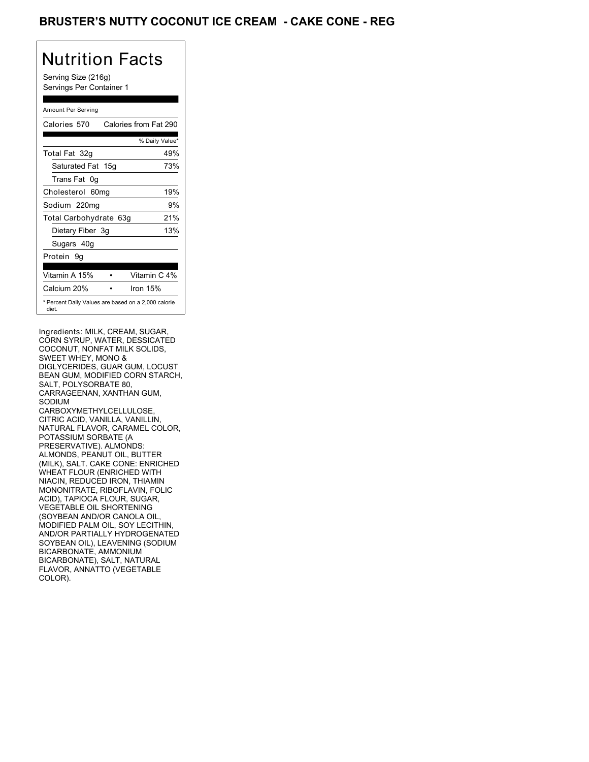# BRUSTER'S NUTTY COCONUT ICE CREAM - CAKE CONE - REG

## Nutrition Facts

Serving Size (216g)
Servings Per Container 1

Amount Per Serving

| | |
|---|---|
| Calories 570 | Calories from Fat 290 |
| | % Daily Value* |
| Total Fat 32g | 49% |
| Saturated Fat 15g | 73% |
| Trans Fat 0g | |
| Cholesterol 60mg | 19% |
| Sodium 220mg | 9% |
| Total Carbohydrate 63g | 21% |
| Dietary Fiber 3g | 13% |
| Sugars 40g | |
| Protein 9g | |
| Vitamin A 15% • | Vitamin C 4% |
| Calcium 20% • | Iron 15% |

* Percent Daily Values are based on a 2,000 calorie diet.

Ingredients: MILK, CREAM, SUGAR, CORN SYRUP, WATER, DESSICATED COCONUT, NONFAT MILK SOLIDS, SWEET WHEY, MONO & DIGLYCERIDES, GUAR GUM, LOCUST BEAN GUM, MODIFIED CORN STARCH, SALT, POLYSORBATE 80, CARRAGEENAN, XANTHAN GUM, SODIUM CARBOXYMETHYLCELLULOSE, CITRIC ACID, VANILLA, VANILLIN, NATURAL FLAVOR, CARAMEL COLOR, POTASSIUM SORBATE (A PRESERVATIVE). ALMONDS: ALMONDS, PEANUT OIL, BUTTER (MILK), SALT. CAKE CONE: ENRICHED WHEAT FLOUR (ENRICHED WITH NIACIN, REDUCED IRON, THIAMIN MONONITRATE, RIBOFLAVIN, FOLIC ACID), TAPIOCA FLOUR, SUGAR, VEGETABLE OIL SHORTENING (SOYBEAN AND/OR CANOLA OIL, MODIFIED PALM OIL, SOY LECITHIN, AND/OR PARTIALLY HYDROGENATED SOYBEAN OIL), LEAVENING (SODIUM BICARBONATE, AMMONIUM BICARBONATE), SALT, NATURAL FLAVOR, ANNATTO (VEGETABLE COLOR).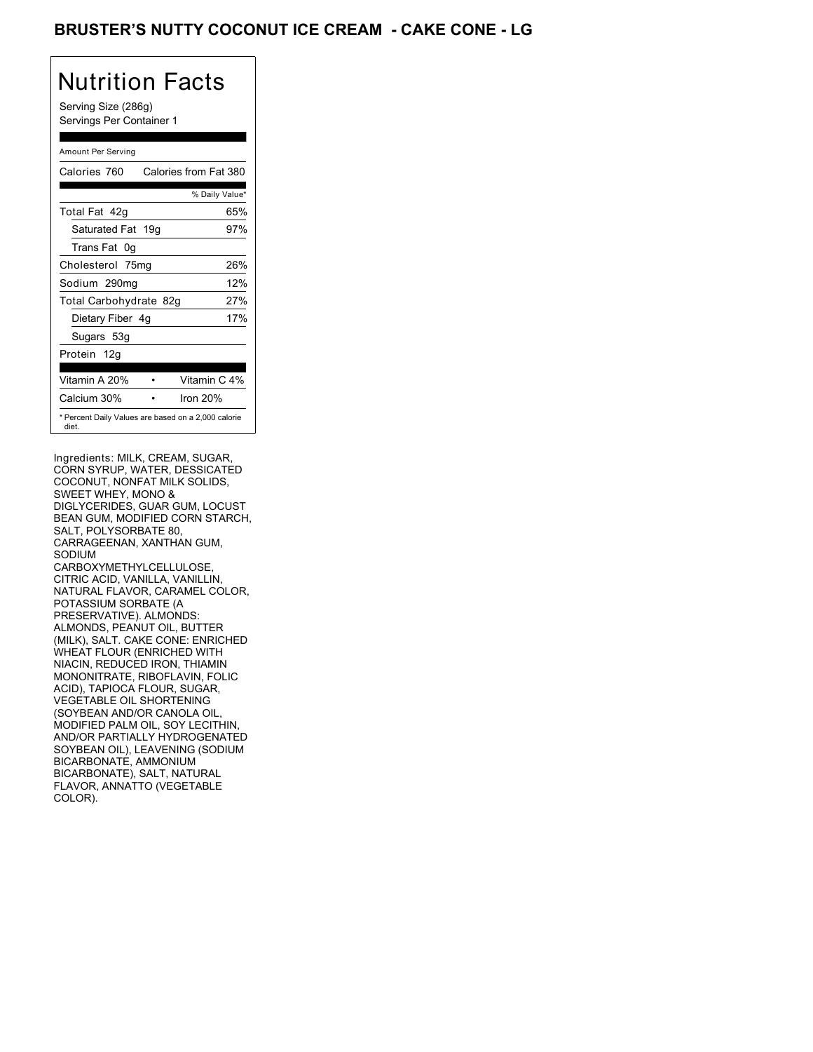# BRUSTER'S NUTTY COCONUT ICE CREAM - CAKE CONE - LG

## Nutrition Facts

Serving Size (286g)
Servings Per Container 1

Amount Per Serving

| | |
|---|---|
| Calories 760 | Calories from Fat 380 |
| | % Daily Value* |
| Total Fat 42g | 65% |
| Saturated Fat 19g | 97% |
| Trans Fat 0g | |
| Cholesterol 75mg | 26% |
| Sodium 290mg | 12% |
| Total Carbohydrate 82g | 27% |
| Dietary Fiber 4g | 17% |
| Sugars 53g | |
| Protein 12g | |
| Vitamin A 20% • | Vitamin C 4% |
| Calcium 30% • | Iron 20% |

* Percent Daily Values are based on a 2,000 calorie diet.

Ingredients: MILK, CREAM, SUGAR, CORN SYRUP, WATER, DESSICATED COCONUT, NONFAT MILK SOLIDS, SWEET WHEY, MONO & DIGLYCERIDES, GUAR GUM, LOCUST BEAN GUM, MODIFIED CORN STARCH, SALT, POLYSORBATE 80, CARRAGEENAN, XANTHAN GUM, SODIUM CARBOXYMETHYLCELLULOSE, CITRIC ACID, VANILLA, VANILLIN, NATURAL FLAVOR, CARAMEL COLOR, POTASSIUM SORBATE (A PRESERVATIVE). ALMONDS: ALMONDS, PEANUT OIL, BUTTER (MILK), SALT. CAKE CONE: ENRICHED WHEAT FLOUR (ENRICHED WITH NIACIN, REDUCED IRON, THIAMIN MONONITRATE, RIBOFLAVIN, FOLIC ACID), TAPIOCA FLOUR, SUGAR, VEGETABLE OIL SHORTENING (SOYBEAN AND/OR CANOLA OIL, MODIFIED PALM OIL, SOY LECITHIN, AND/OR PARTIALLY HYDROGENATED SOYBEAN OIL), LEAVENING (SODIUM BICARBONATE, AMMONIUM BICARBONATE), SALT, NATURAL FLAVOR, ANNATTO (VEGETABLE COLOR).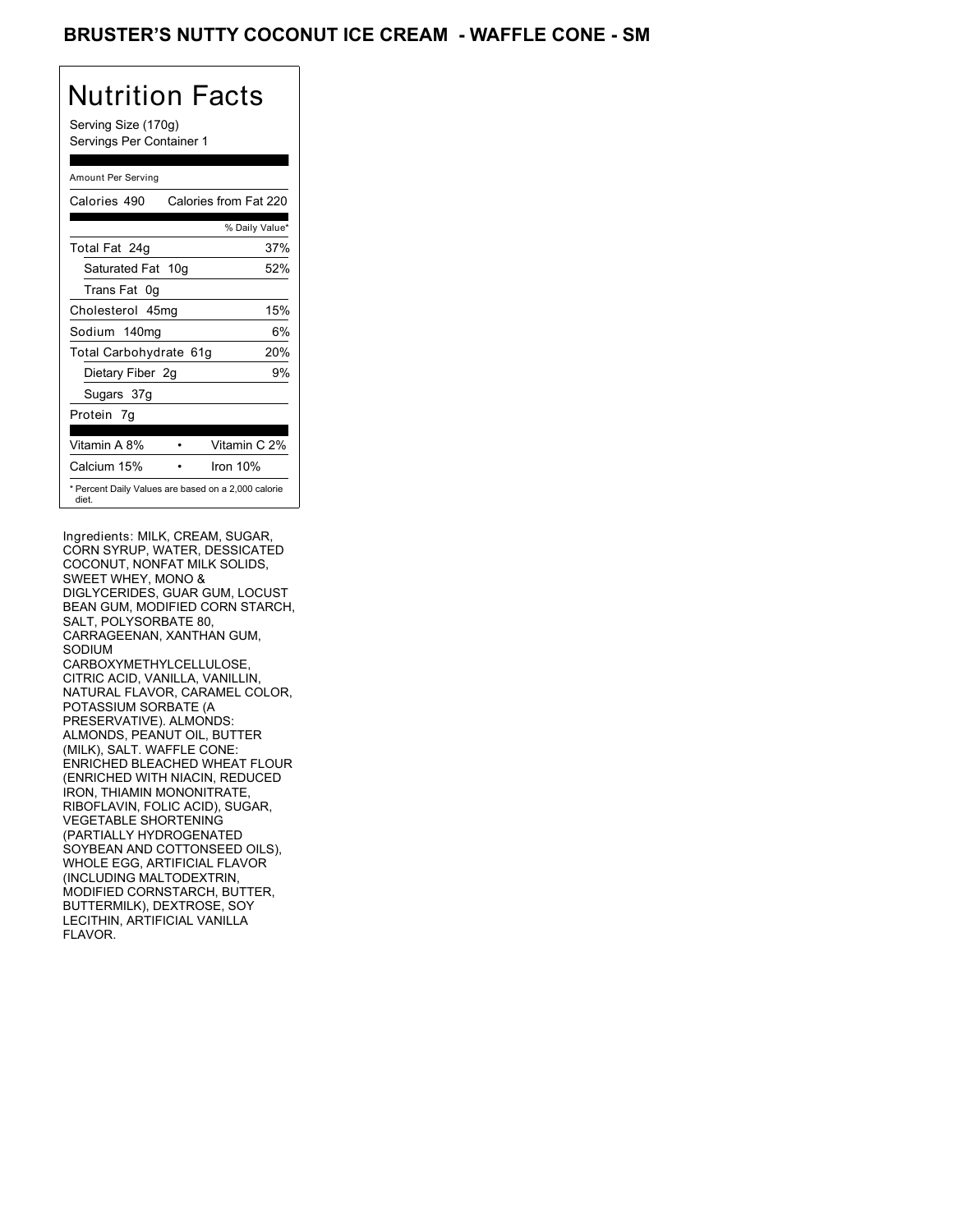# BRUSTER'S NUTTY COCONUT ICE CREAM - WAFFLE CONE - SM

## Nutrition Facts

Serving Size (170g)
Servings Per Container 1

Amount Per Serving

| | |
|---|---|
| Calories 490 | Calories from Fat 220 |
| | % Daily Value* |
| Total Fat 24g | 37% |
| Saturated Fat 10g | 52% |
| Trans Fat 0g | |
| Cholesterol 45mg | 15% |
| Sodium 140mg | 6% |
| Total Carbohydrate 61g | 20% |
| Dietary Fiber 2g | 9% |
| Sugars 37g | |
| Protein 7g | |
| Vitamin A 8% | Vitamin C 2% |
| Calcium 15% | Iron 10% |

* Percent Daily Values are based on a 2,000 calorie diet.

Ingredients: MILK, CREAM, SUGAR, CORN SYRUP, WATER, DESSICATED COCONUT, NONFAT MILK SOLIDS, SWEET WHEY, MONO & DIGLYCERIDES, GUAR GUM, LOCUST BEAN GUM, MODIFIED CORN STARCH, SALT, POLYSORBATE 80, CARRAGEENAN, XANTHAN GUM, SODIUM CARBOXYMETHYLCELLULOSE, CITRIC ACID, VANILLA, VANILLIN, NATURAL FLAVOR, CARAMEL COLOR, POTASSIUM SORBATE (A PRESERVATIVE). ALMONDS: ALMONDS, PEANUT OIL, BUTTER (MILK), SALT. WAFFLE CONE: ENRICHED BLEACHED WHEAT FLOUR (ENRICHED WITH NIACIN, REDUCED IRON, THIAMIN MONONITRATE, RIBOFLAVIN, FOLIC ACID), SUGAR, VEGETABLE SHORTENING (PARTIALLY HYDROGENATED SOYBEAN AND COTTONSEED OILS), WHOLE EGG, ARTIFICIAL FLAVOR (INCLUDING MALTODEXTRIN, MODIFIED CORNSTARCH, BUTTER, BUTTERMILK), DEXTROSE, SOY LECITHIN, ARTIFICIAL VANILLA FLAVOR.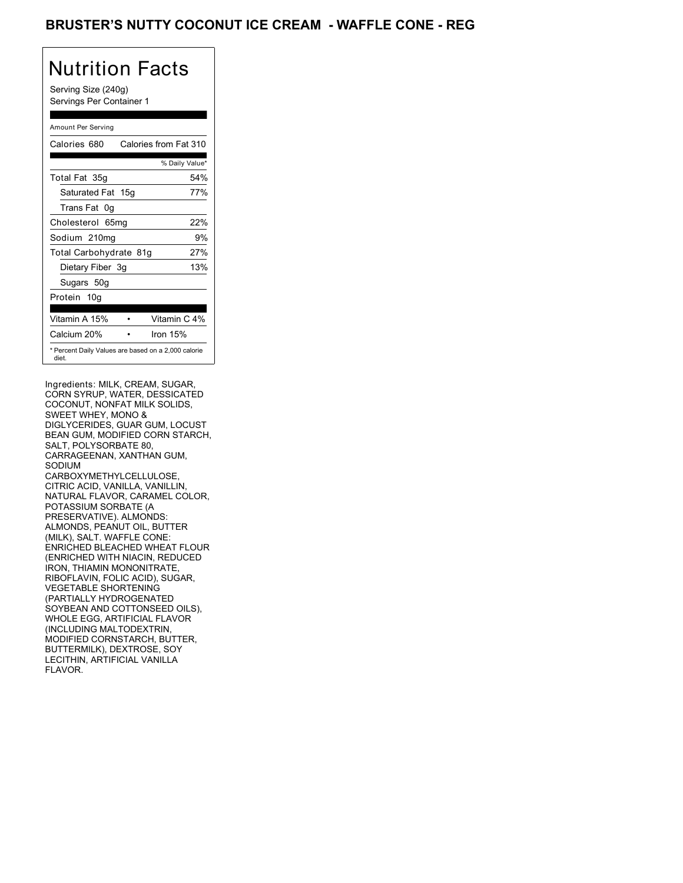# BRUSTER'S NUTTY COCONUT ICE CREAM - WAFFLE CONE - REG

## Nutrition Facts

Serving Size (240g)
Servings Per Container 1

Amount Per Serving

| | |
|---|---|
| Calories 680 | Calories from Fat 310 |
| | % Daily Value* |
| Total Fat 35g | 54% |
| Saturated Fat 15g | 77% |
| Trans Fat 0g | |
| Cholesterol 65mg | 22% |
| Sodium 210mg | 9% |
| Total Carbohydrate 81g | 27% |
| Dietary Fiber 3g | 13% |
| Sugars 50g | |
| Protein 10g | |
| Vitamin A 15% | Vitamin C 4% |
| Calcium 20% | Iron 15% |

* Percent Daily Values are based on a 2,000 calorie diet.

Ingredients: MILK, CREAM, SUGAR, CORN SYRUP, WATER, DESSICATED COCONUT, NONFAT MILK SOLIDS, SWEET WHEY, MONO & DIGLYCERIDES, GUAR GUM, LOCUST BEAN GUM, MODIFIED CORN STARCH, SALT, POLYSORBATE 80, CARRAGEENAN, XANTHAN GUM, SODIUM CARBOXYMETHYLCELLULOSE, CITRIC ACID, VANILLA, VANILLIN, NATURAL FLAVOR, CARAMEL COLOR, POTASSIUM SORBATE (A PRESERVATIVE). ALMONDS: ALMONDS, PEANUT OIL, BUTTER (MILK), SALT. WAFFLE CONE: ENRICHED BLEACHED WHEAT FLOUR (ENRICHED WITH NIACIN, REDUCED IRON, THIAMIN MONONITRATE, RIBOFLAVIN, FOLIC ACID), SUGAR, VEGETABLE SHORTENING (PARTIALLY HYDROGENATED SOYBEAN AND COTTONSEED OILS), WHOLE EGG, ARTIFICIAL FLAVOR (INCLUDING MALTODEXTRIN, MODIFIED CORNSTARCH, BUTTER, BUTTERMILK), DEXTROSE, SOY LECITHIN, ARTIFICIAL VANILLA FLAVOR.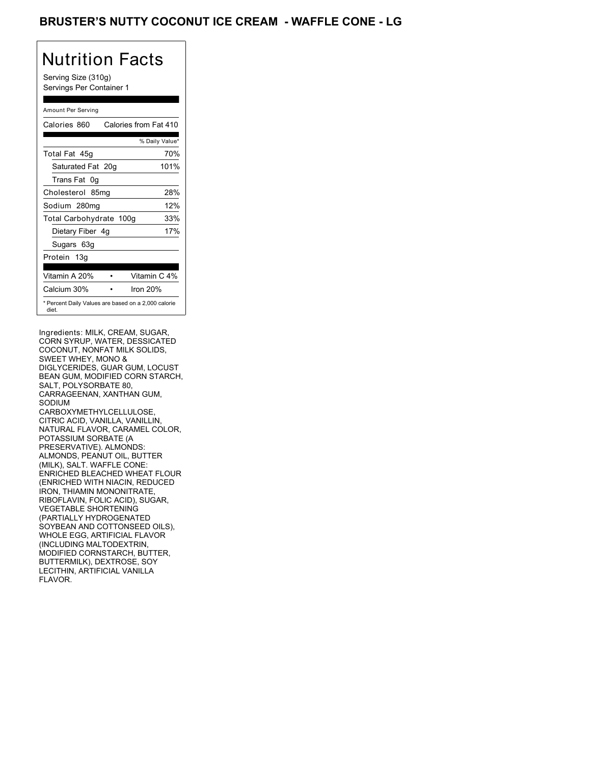# BRUSTER'S NUTTY COCONUT ICE CREAM - WAFFLE CONE - LG

## Nutrition Facts

Serving Size (310g)
Servings Per Container 1

Amount Per Serving

| | |
|---|---|
| Calories 860 | Calories from Fat 410 |
| | % Daily Value* |
| Total Fat 45g | 70% |
| Saturated Fat 20g | 101% |
| Trans Fat 0g | |
| Cholesterol 85mg | 28% |
| Sodium 280mg | 12% |
| Total Carbohydrate 100g | 33% |
| Dietary Fiber 4g | 17% |
| Sugars 63g | |
| Protein 13g | |
| Vitamin A 20% | Vitamin C 4% |
| Calcium 30% | Iron 20% |

* Percent Daily Values are based on a 2,000 calorie diet.

Ingredients: MILK, CREAM, SUGAR, CORN SYRUP, WATER, DESSICATED COCONUT, NONFAT MILK SOLIDS, SWEET WHEY, MONO & DIGLYCERIDES, GUAR GUM, LOCUST BEAN GUM, MODIFIED CORN STARCH, SALT, POLYSORBATE 80, CARRAGEENAN, XANTHAN GUM, SODIUM CARBOXYMETHYLCELLULOSE, CITRIC ACID, VANILLA, VANILLIN, NATURAL FLAVOR, CARAMEL COLOR, POTASSIUM SORBATE (A PRESERVATIVE). ALMONDS: ALMONDS, PEANUT OIL, BUTTER (MILK), SALT. WAFFLE CONE: ENRICHED BLEACHED WHEAT FLOUR (ENRICHED WITH NIACIN, REDUCED IRON, THIAMIN MONONITRATE, RIBOFLAVIN, FOLIC ACID), SUGAR, VEGETABLE SHORTENING (PARTIALLY HYDROGENATED SOYBEAN AND COTTONSEED OILS), WHOLE EGG, ARTIFICIAL FLAVOR (INCLUDING MALTODEXTRIN, MODIFIED CORNSTARCH, BUTTER, BUTTERMILK), DEXTROSE, SOY LECITHIN, ARTIFICIAL VANILLA FLAVOR.